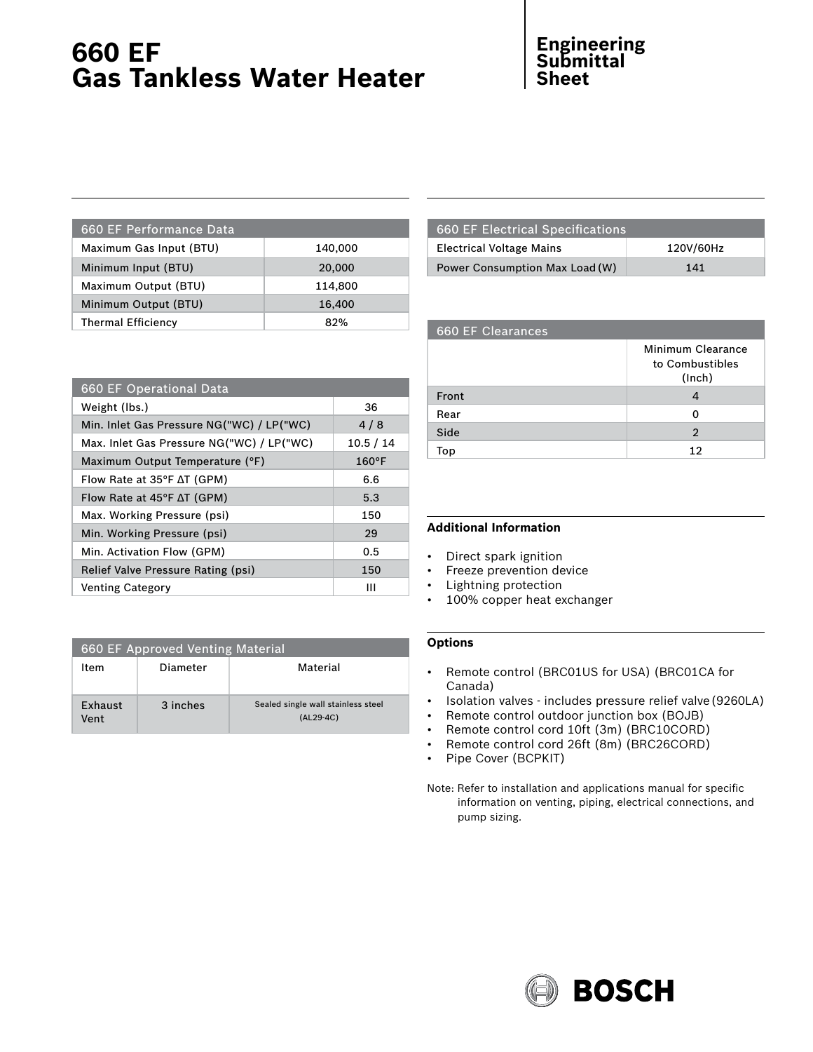# 660 EF Gas Tankless Water Heater

## Engineering Submittal Sheet

| 660 EF Performance Data | |
|---|---|
| Maximum Gas Input (BTU) | 140,000 |
| Minimum Input (BTU) | 20,000 |
| Maximum Output (BTU) | 114,800 |
| Minimum Output (BTU) | 16,400 |
| Thermal Efficiency | 82% |

| 660 EF Operational Data | |
|---|---|
| Weight (lbs.) | 36 |
| Min. Inlet Gas Pressure NG("WC) / LP("WC) | 4 / 8 |
| Max. Inlet Gas Pressure NG("WC) / LP("WC) | 10.5 / 14 |
| Maximum Output Temperature (°F) | 160°F |
| Flow Rate at 35°F ΔT (GPM) | 6.6 |
| Flow Rate at 45°F ΔT (GPM) | 5.3 |
| Max. Working Pressure (psi) | 150 |
| Min. Working Pressure (psi) | 29 |
| Min. Activation Flow (GPM) | 0.5 |
| Relief Valve Pressure Rating (psi) | 150 |
| Venting Category | III |

| 660 EF Approved Venting Material | | |
|---|---|---|
| Item | Diameter | Material |
| Exhaust Vent | 3 inches | Sealed single wall stainless steel (AL29-4C) |

| 660 EF Electrical Specifications | |
|---|---|
| Electrical Voltage Mains | 120V/60Hz |
| Power Consumption Max Load (W) | 141 |

| 660 EF Clearances | Minimum Clearance to Combustibles (Inch) |
|---|---|
| Front | 4 |
| Rear | 0 |
| Side | 2 |
| Top | 12 |

**Additional Information**

- Direct spark ignition
- Freeze prevention device
- Lightning protection
- 100% copper heat exchanger

**Options**

- Remote control (BRC01US for USA) (BRC01CA for Canada)
- Isolation valves - includes pressure relief valve (9260LA)
- Remote control outdoor junction box (BOJB)
- Remote control cord 10ft (3m) (BRC10CORD)
- Remote control cord 26ft (8m) (BRC26CORD)
- Pipe Cover (BCPKIT)

Note: Refer to installation and applications manual for specific information on venting, piping, electrical connections, and pump sizing.

BOSCH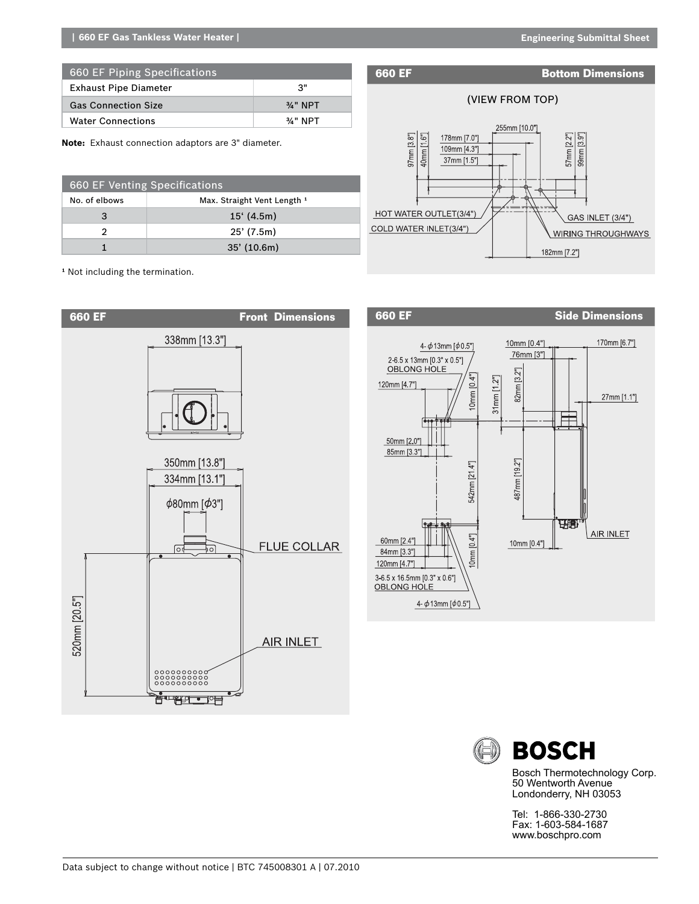## 660 EF Piping Specifications

| 660 EF Piping Specifications | |
|---|---|
| Exhaust Pipe Diameter | 3" |
| Gas Connection Size | ¾" NPT |
| Water Connections | ¾" NPT |

**Note:** Exhaust connection adaptors are 3" diameter.

## 660 EF Venting Specifications

| No. of elbows | Max. Straight Vent Length [1] |
|---|---|
| 3 | 15' (4.5m) |
| 2 | 25' (7.5m) |
| 1 | 35' (10.6m) |

[1] Not including the termination.

## 660 EF Bottom Dimensions

(VIEW FROM TOP)

255mm [10.0"]
178mm [7.0"]
109mm [4.3"]
37mm [1.5"]
97mm [3.8"]
40mm [1.6"]
57mm [2.2"]
99mm [3.9"]
HOT WATER OUTLET(3/4")
COLD WATER INLET(3/4")
GAS INLET (3/4")
WIRING THROUGHWAYS
182mm [7.2"]

## 660 EF Front Dimensions

338mm [13.3"]
350mm [13.8"]
334mm [13.1"]
ϕ80mm [ϕ3"]
FLUE COLLAR
520mm [20.5"]
AIR INLET

## 660 EF Side Dimensions

4- ϕ13mm [ϕ0.5"]
2-6.5 x 13mm [0.3" x 0.5"]
OBLONG HOLE
120mm [4.7"]
10mm [0.4"]
31mm [1.2"]
82mm [3.2"]
10mm [0.4"]
76mm [3"]
170mm [6.7"]
27mm [1.1"]
50mm [2.0"]
85mm [3.3"]
542mm [21.4"]
487mm [19.2"]
60mm [2.4"]
84mm [3.3"]
120mm [4.7"]
10mm [0.4"]
10mm [0.4"]
AIR INLET
3-6.5 x 16.5mm [0.3" x 0.6"]
OBLONG HOLE
4- ϕ13mm [ϕ0.5"]

**BOSCH**

Bosch Thermotechnology Corp.
50 Wentworth Avenue
Londonderry, NH 03053

Tel: 1-866-330-2730
Fax: 1-603-584-1687
www.boschpro.com

Data subject to change without notice | BTC 745008301 A | 07.2010